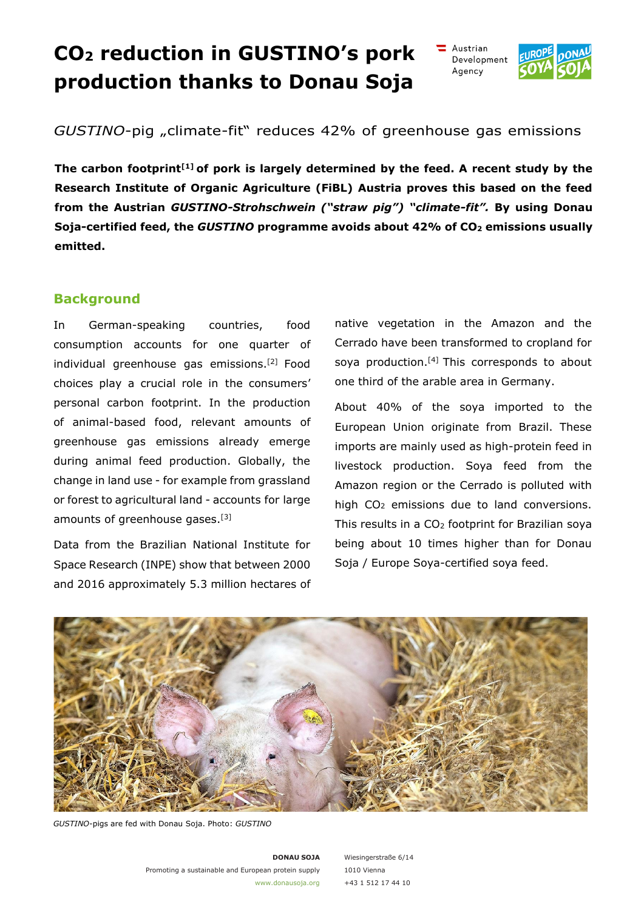# $CO_2$ reduction in GUSTINO's pork production thanks to Donau Soja

Austrian Development Agency

*GUSTINO*-pig „climate-fit" reduces 42% of greenhouse gas emissions

**The carbon footprint[1] of pork is largely determined by the feed. A recent study by the Research Institute of Organic Agriculture (FiBL) Austria proves this based on the feed from the Austrian *GUSTINO-Strohschwein ("straw pig") "climate-fit".* By using Donau Soja-certified feed, the *GUSTINO* programme avoids about 42% of $CO_2$ emissions usually emitted.**

## Background

In German-speaking countries, food consumption accounts for one quarter of individual greenhouse gas emissions.[2] Food choices play a crucial role in the consumers' personal carbon footprint. In the production of animal-based food, relevant amounts of greenhouse gas emissions already emerge during animal feed production. Globally, the change in land use - for example from grassland or forest to agricultural land - accounts for large amounts of greenhouse gases.[3]

Data from the Brazilian National Institute for Space Research (INPE) show that between 2000 and 2016 approximately 5.3 million hectares of native vegetation in the Amazon and the Cerrado have been transformed to cropland for soya production.[4] This corresponds to about one third of the arable area in Germany.

About 40% of the soya imported to the European Union originate from Brazil. These imports are mainly used as high-protein feed in livestock production. Soya feed from the Amazon region or the Cerrado is polluted with high $CO_2$ emissions due to land conversions. This results in a $CO_2$ footprint for Brazilian soya being about 10 times higher than for Donau Soja / Europe Soya-certified soya feed.

*GUSTINO*-pigs are fed with Donau Soja. Photo: *GUSTINO*

**DONAU SOJA**
Promoting a sustainable and European protein supply
www.donausoja.org

Wiesingerstraße 6/14
1010 Vienna
+43 1 512 17 44 10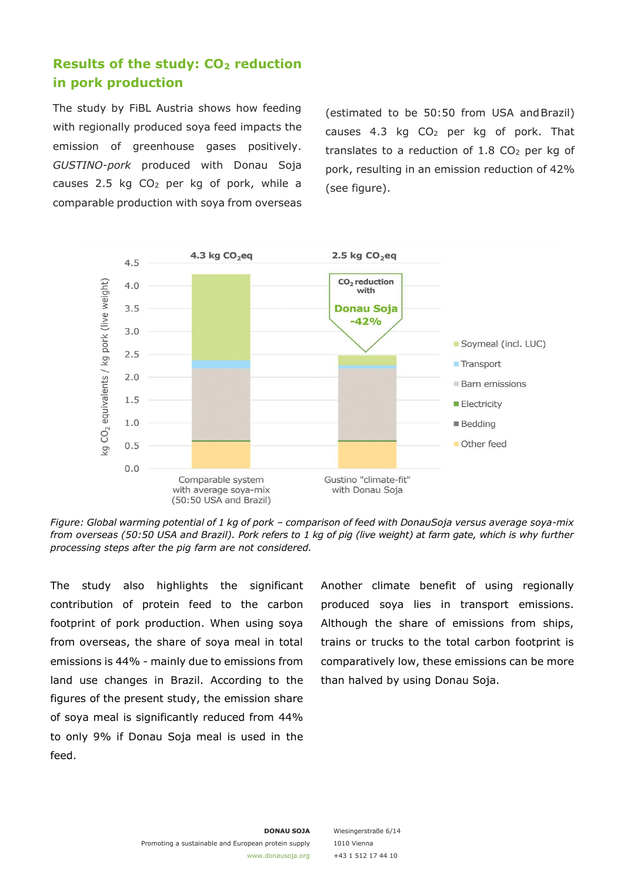## Results of the study: $CO_2$ reduction in pork production

The study by FiBL Austria shows how feeding with regionally produced soya feed impacts the emission of greenhouse gases positively. *GUSTINO-pork* produced with Donau Soja causes 2.5 kg $CO_2$ per kg of pork, while a comparable production with soya from overseas (estimated to be 50:50 from USA and Brazil) causes 4.3 kg $CO_2$ per kg of pork. That translates to a reduction of 1.8 $CO_2$ per kg of pork, resulting in an emission reduction of 42% (see figure).

*Figure: Global warming potential of 1 kg of pork – comparison of feed with DonauSoja versus average soya-mix from overseas (50:50 USA and Brazil). Pork refers to 1 kg of pig (live weight) at farm gate, which is why further processing steps after the pig farm are not considered.*

The study also highlights the significant contribution of protein feed to the carbon footprint of pork production. When using soya from overseas, the share of soya meal in total emissions is 44% - mainly due to emissions from land use changes in Brazil. According to the figures of the present study, the emission share of soya meal is significantly reduced from 44% to only 9% if Donau Soja meal is used in the feed.

Another climate benefit of using regionally produced soya lies in transport emissions. Although the share of emissions from ships, trains or trucks to the total carbon footprint is comparatively low, these emissions can be more than halved by using Donau Soja.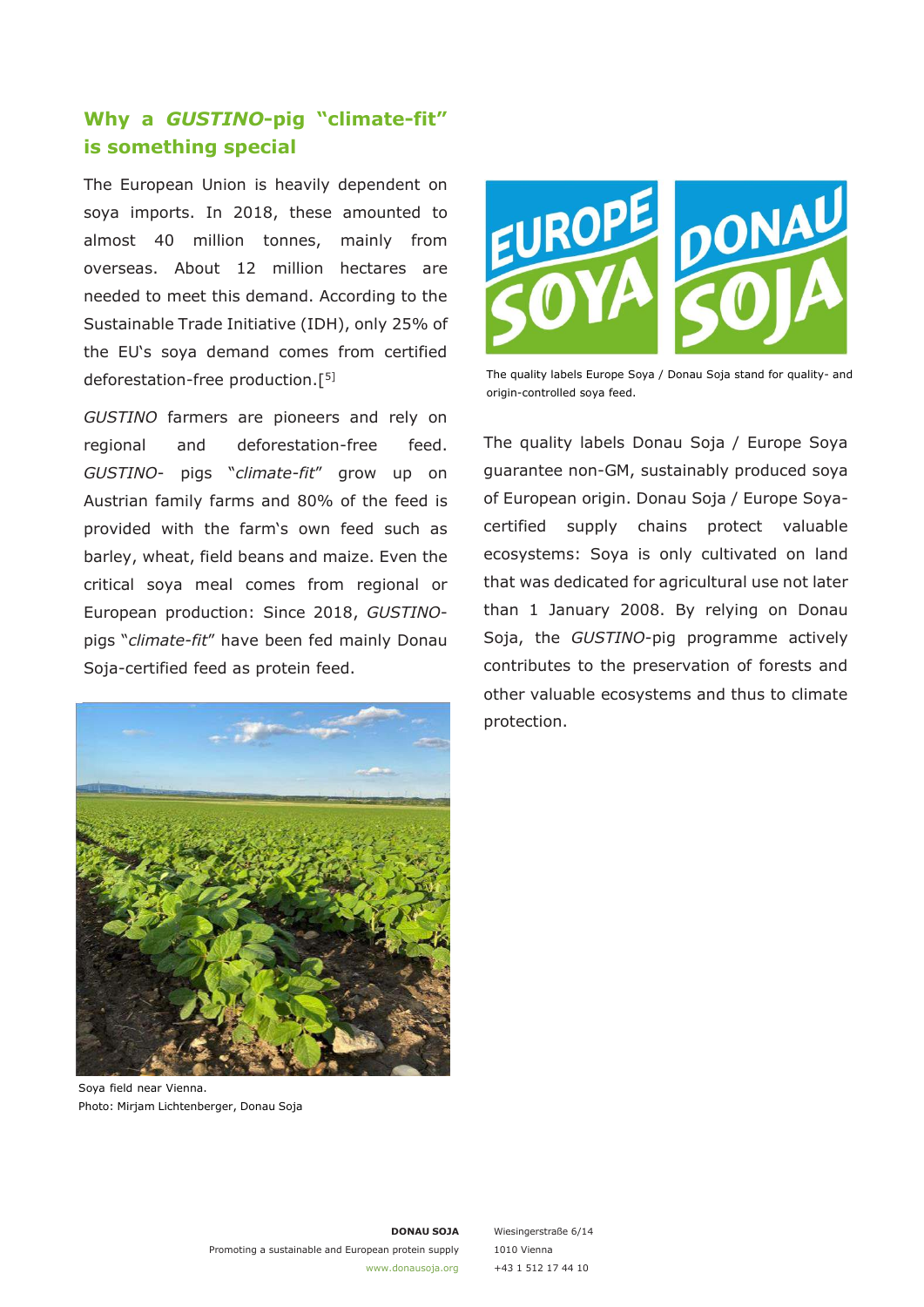## Why a *GUSTINO*-pig "climate-fit" is something special

The European Union is heavily dependent on soya imports. In 2018, these amounted to almost 40 million tonnes, mainly from overseas. About 12 million hectares are needed to meet this demand. According to the Sustainable Trade Initiative (IDH), only 25% of the EU's soya demand comes from certified deforestation-free production.[5]

*GUSTINO* farmers are pioneers and rely on regional and deforestation-free feed. *GUSTINO*- pigs "*climate-fit*" grow up on Austrian family farms and 80% of the feed is provided with the farm's own feed such as barley, wheat, field beans and maize. Even the critical soya meal comes from regional or European production: Since 2018, *GUSTINO*-pigs "*climate-fit*" have been fed mainly Donau Soja-certified feed as protein feed.

Soya field near Vienna.
Photo: Mirjam Lichtenberger, Donau Soja

The quality labels Europe Soya / Donau Soja stand for quality- and origin-controlled soya feed.

The quality labels Donau Soja / Europe Soya guarantee non-GM, sustainably produced soya of European origin. Donau Soja / Europe Soya-certified supply chains protect valuable ecosystems: Soya is only cultivated on land that was dedicated for agricultural use not later than 1 January 2008. By relying on Donau Soja, the *GUSTINO*-pig programme actively contributes to the preservation of forests and other valuable ecosystems and thus to climate protection.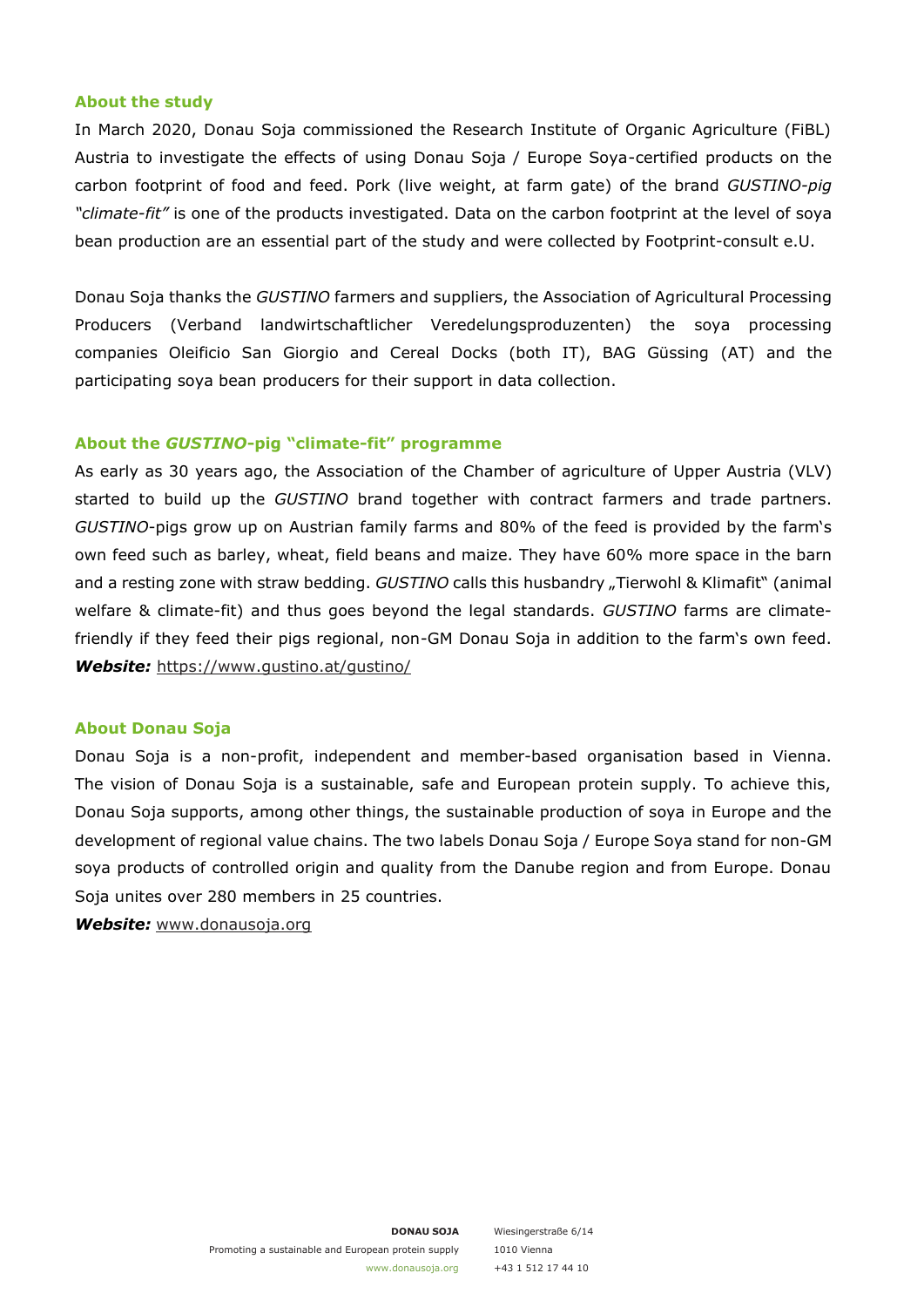### About the study

In March 2020, Donau Soja commissioned the Research Institute of Organic Agriculture (FiBL) Austria to investigate the effects of using Donau Soja / Europe Soya-certified products on the carbon footprint of food and feed. Pork (live weight, at farm gate) of the brand *GUSTINO-pig "climate-fit"* is one of the products investigated. Data on the carbon footprint at the level of soya bean production are an essential part of the study and were collected by Footprint-consult e.U.

Donau Soja thanks the *GUSTINO* farmers and suppliers, the Association of Agricultural Processing Producers (Verband landwirtschaftlicher Veredelungsproduzenten) the soya processing companies Oleificio San Giorgio and Cereal Docks (both IT), BAG Güssing (AT) and the participating soya bean producers for their support in data collection.

### About the *GUSTINO*-pig "climate-fit" programme

As early as 30 years ago, the Association of the Chamber of agriculture of Upper Austria (VLV) started to build up the *GUSTINO* brand together with contract farmers and trade partners. *GUSTINO*-pigs grow up on Austrian family farms and 80% of the feed is provided by the farm's own feed such as barley, wheat, field beans and maize. They have 60% more space in the barn and a resting zone with straw bedding. *GUSTINO* calls this husbandry „Tierwohl & Klimafit" (animal welfare & climate-fit) and thus goes beyond the legal standards. *GUSTINO* farms are climate-friendly if they feed their pigs regional, non-GM Donau Soja in addition to the farm's own feed.
***Website:*** https://www.gustino.at/gustino/

### About Donau Soja

Donau Soja is a non-profit, independent and member-based organisation based in Vienna. The vision of Donau Soja is a sustainable, safe and European protein supply. To achieve this, Donau Soja supports, among other things, the sustainable production of soya in Europe and the development of regional value chains. The two labels Donau Soja / Europe Soya stand for non-GM soya products of controlled origin and quality from the Danube region and from Europe. Donau Soja unites over 280 members in 25 countries.

***Website:*** www.donausoja.org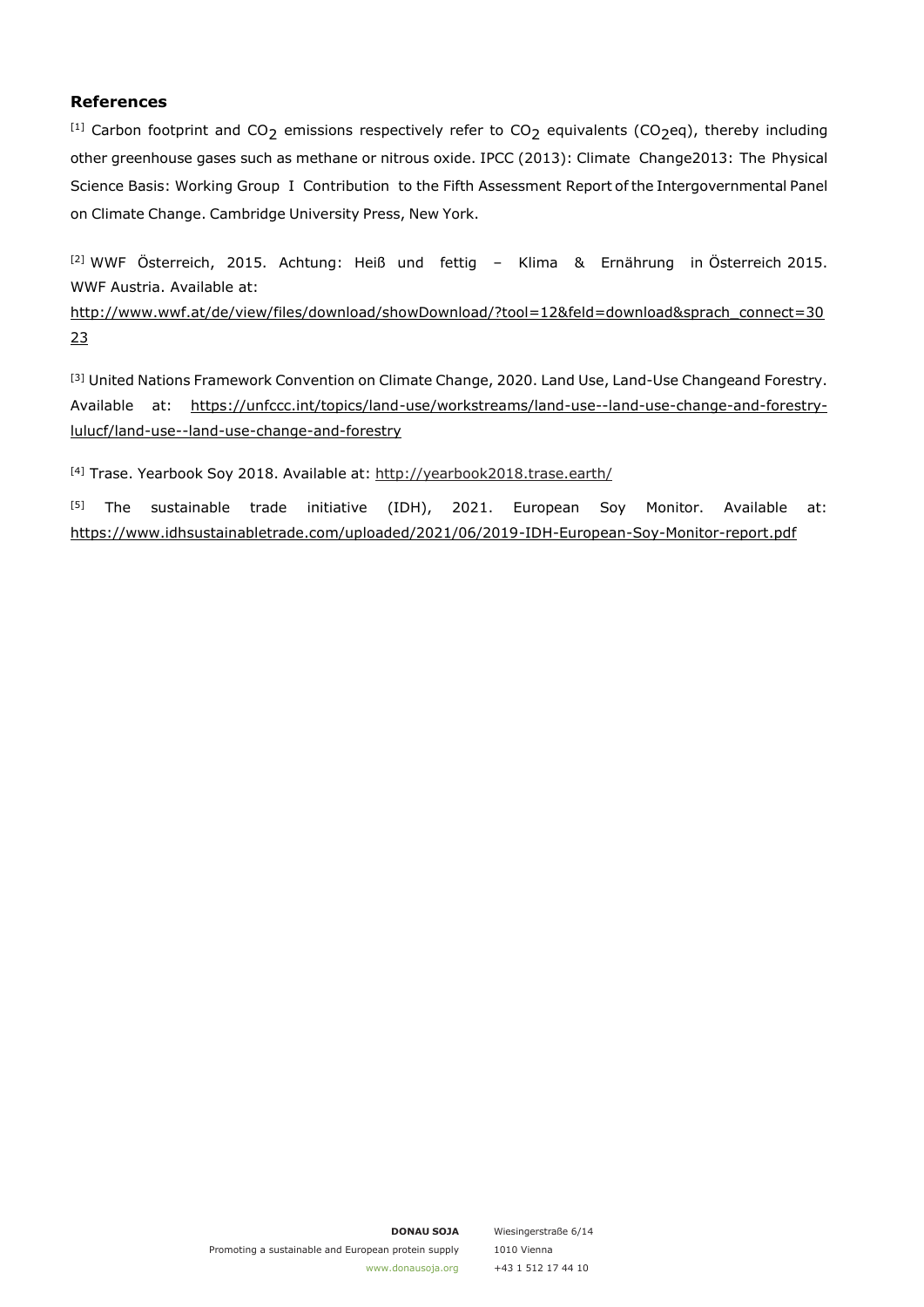## References

[1] Carbon footprint and $CO_2$ emissions respectively refer to $CO_2$ equivalents ($CO_2$eq), thereby including other greenhouse gases such as methane or nitrous oxide. IPCC (2013): Climate Change2013: The Physical Science Basis: Working Group I Contribution to the Fifth Assessment Report of the Intergovernmental Panel on Climate Change. Cambridge University Press, New York.

[2] WWF Österreich, 2015. Achtung: Heiß und fettig – Klima & Ernährung in Österreich 2015. WWF Austria. Available at: http://www.wwf.at/de/view/files/download/showDownload/?tool=12&feld=download&sprach_connect=3023

[3] United Nations Framework Convention on Climate Change, 2020. Land Use, Land-Use Changeand Forestry. Available at: https://unfccc.int/topics/land-use/workstreams/land-use--land-use-change-and-forestry-lulucf/land-use--land-use-change-and-forestry

[4] Trase. Yearbook Soy 2018. Available at: http://yearbook2018.trase.earth/

[5] The sustainable trade initiative (IDH), 2021. European Soy Monitor. Available at: https://www.idhsustainabletrade.com/uploaded/2021/06/2019-IDH-European-Soy-Monitor-report.pdf